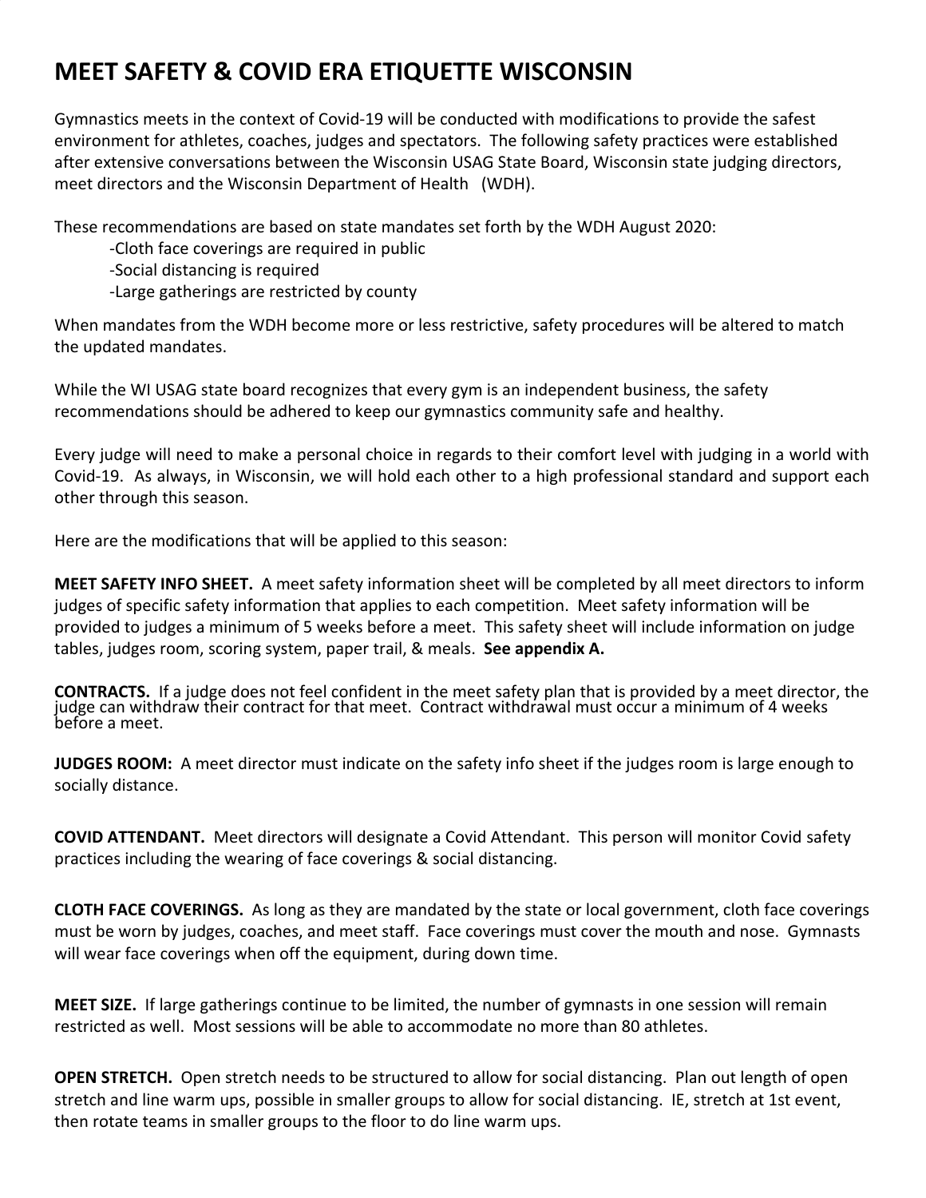# MEET SAFETY & COVID ERA ETIQUETTE WISCONSIN

Gymnastics meets in the context of Covid-19 will be conducted with modifications to provide the safest environment for athletes, coaches, judges and spectators. The following safety practices were established after extensive conversations between the Wisconsin USAG State Board, Wisconsin state judging directors, meet directors and the Wisconsin Department of Health (WDH).

These recommendations are based on state mandates set forth by the WDH August 2020:

-Cloth face coverings are required in public
-Social distancing is required
-Large gatherings are restricted by county

When mandates from the WDH become more or less restrictive, safety procedures will be altered to match the updated mandates.

While the WI USAG state board recognizes that every gym is an independent business, the safety recommendations should be adhered to keep our gymnastics community safe and healthy.

Every judge will need to make a personal choice in regards to their comfort level with judging in a world with Covid-19. As always, in Wisconsin, we will hold each other to a high professional standard and support each other through this season.

Here are the modifications that will be applied to this season:

**MEET SAFETY INFO SHEET.** A meet safety information sheet will be completed by all meet directors to inform judges of specific safety information that applies to each competition. Meet safety information will be provided to judges a minimum of 5 weeks before a meet. This safety sheet will include information on judge tables, judges room, scoring system, paper trail, & meals. **See appendix A.**

**CONTRACTS.** If a judge does not feel confident in the meet safety plan that is provided by a meet director, the judge can withdraw their contract for that meet. Contract withdrawal must occur a minimum of 4 weeks before a meet.

**JUDGES ROOM:** A meet director must indicate on the safety info sheet if the judges room is large enough to socially distance.

**COVID ATTENDANT.** Meet directors will designate a Covid Attendant. This person will monitor Covid safety practices including the wearing of face coverings & social distancing.

**CLOTH FACE COVERINGS.** As long as they are mandated by the state or local government, cloth face coverings must be worn by judges, coaches, and meet staff. Face coverings must cover the mouth and nose. Gymnasts will wear face coverings when off the equipment, during down time.

**MEET SIZE.** If large gatherings continue to be limited, the number of gymnasts in one session will remain restricted as well. Most sessions will be able to accommodate no more than 80 athletes.

**OPEN STRETCH.** Open stretch needs to be structured to allow for social distancing. Plan out length of open stretch and line warm ups, possible in smaller groups to allow for social distancing. IE, stretch at 1st event, then rotate teams in smaller groups to the floor to do line warm ups.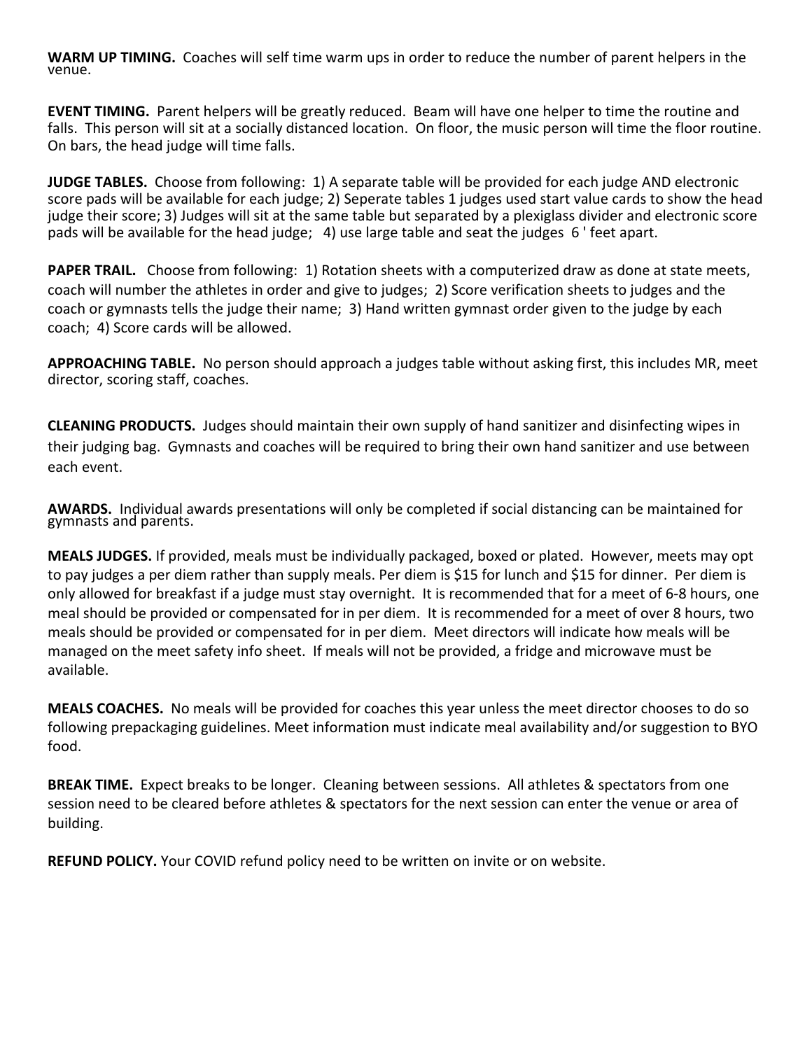**WARM UP TIMING.** Coaches will self time warm ups in order to reduce the number of parent helpers in the venue.

**EVENT TIMING.** Parent helpers will be greatly reduced. Beam will have one helper to time the routine and falls. This person will sit at a socially distanced location. On floor, the music person will time the floor routine. On bars, the head judge will time falls.

**JUDGE TABLES.** Choose from following: 1) A separate table will be provided for each judge AND electronic score pads will be available for each judge; 2) Seperate tables 1 judges used start value cards to show the head judge their score; 3) Judges will sit at the same table but separated by a plexiglass divider and electronic score pads will be available for the head judge; 4) use large table and seat the judges 6 ' feet apart.

**PAPER TRAIL.** Choose from following: 1) Rotation sheets with a computerized draw as done at state meets, coach will number the athletes in order and give to judges; 2) Score verification sheets to judges and the coach or gymnasts tells the judge their name; 3) Hand written gymnast order given to the judge by each coach; 4) Score cards will be allowed.

**APPROACHING TABLE.** No person should approach a judges table without asking first, this includes MR, meet director, scoring staff, coaches.

**CLEANING PRODUCTS.** Judges should maintain their own supply of hand sanitizer and disinfecting wipes in their judging bag. Gymnasts and coaches will be required to bring their own hand sanitizer and use between each event.

**AWARDS.** Individual awards presentations will only be completed if social distancing can be maintained for gymnasts and parents.

**MEALS JUDGES.** If provided, meals must be individually packaged, boxed or plated. However, meets may opt to pay judges a per diem rather than supply meals. Per diem is $15 for lunch and $15 for dinner. Per diem is only allowed for breakfast if a judge must stay overnight. It is recommended that for a meet of 6-8 hours, one meal should be provided or compensated for in per diem. It is recommended for a meet of over 8 hours, two meals should be provided or compensated for in per diem. Meet directors will indicate how meals will be managed on the meet safety info sheet. If meals will not be provided, a fridge and microwave must be available.

**MEALS COACHES.** No meals will be provided for coaches this year unless the meet director chooses to do so following prepackaging guidelines. Meet information must indicate meal availability and/or suggestion to BYO food.

**BREAK TIME.** Expect breaks to be longer. Cleaning between sessions. All athletes & spectators from one session need to be cleared before athletes & spectators for the next session can enter the venue or area of building.

**REFUND POLICY.** Your COVID refund policy need to be written on invite or on website.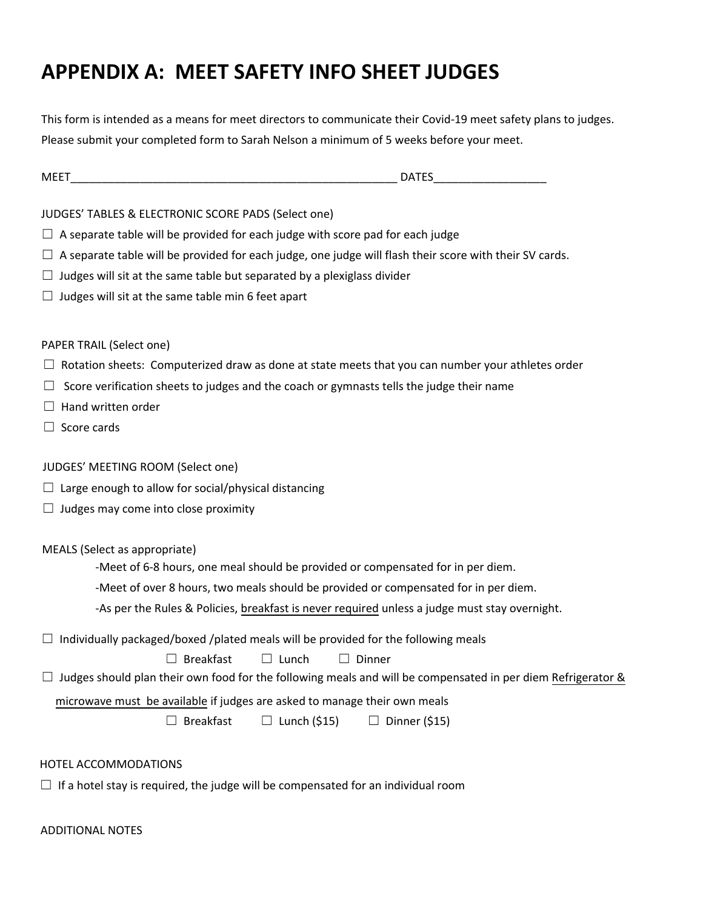# APPENDIX A: MEET SAFETY INFO SHEET JUDGES

This form is intended as a means for meet directors to communicate their Covid-19 meet safety plans to judges. Please submit your completed form to Sarah Nelson a minimum of 5 weeks before your meet.

MEET_____________________________________________________ DATES_________________

JUDGES' TABLES & ELECTRONIC SCORE PADS (Select one)

☐ A separate table will be provided for each judge with score pad for each judge

☐ A separate table will be provided for each judge, one judge will flash their score with their SV cards.

☐ Judges will sit at the same table but separated by a plexiglass divider

☐ Judges will sit at the same table min 6 feet apart

PAPER TRAIL (Select one)

☐ Rotation sheets: Computerized draw as done at state meets that you can number your athletes order

☐ Score verification sheets to judges and the coach or gymnasts tells the judge their name

☐ Hand written order

☐ Score cards

JUDGES' MEETING ROOM (Select one)

☐ Large enough to allow for social/physical distancing

☐ Judges may come into close proximity

MEALS (Select as appropriate)

-Meet of 6-8 hours, one meal should be provided or compensated for in per diem.

-Meet of over 8 hours, two meals should be provided or compensated for in per diem.

-As per the Rules & Policies, <u>breakfast is never required</u> unless a judge must stay overnight.

☐ Individually packaged/boxed /plated meals will be provided for the following meals

☐ Breakfast ☐ Lunch ☐ Dinner

☐ Judges should plan their own food for the following meals and will be compensated in per diem <u>Refrigerator & microwave must be available</u> if judges are asked to manage their own meals

☐ Breakfast ☐ Lunch ($15) ☐ Dinner ($15)

HOTEL ACCOMMODATIONS

☐ If a hotel stay is required, the judge will be compensated for an individual room

ADDITIONAL NOTES